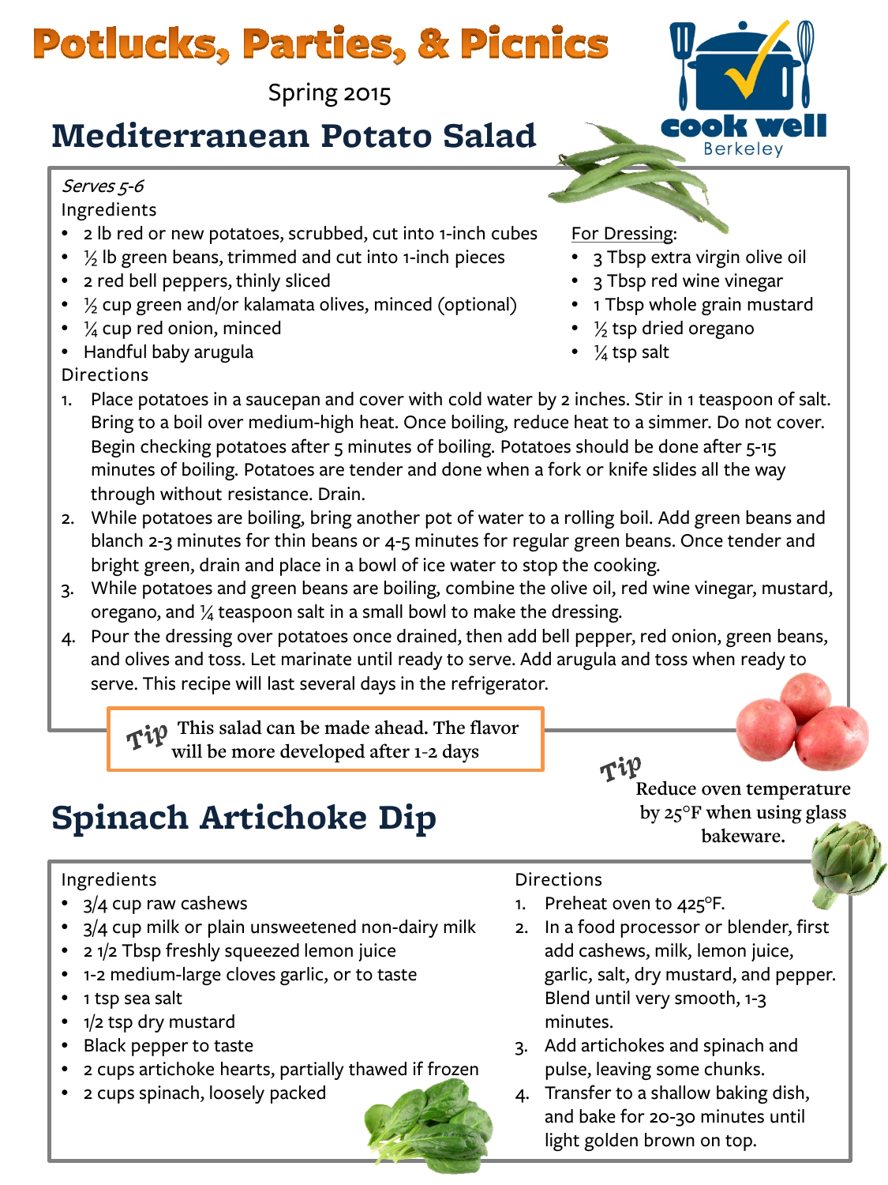# Potlucks, Parties, & Picnics

Spring 2015

cook well
Berkeley

## Mediterranean Potato Salad

*Serves 5-6*

Ingredients

- 2 lb red or new potatoes, scrubbed, cut into 1-inch cubes
- ½ lb green beans, trimmed and cut into 1-inch pieces
- 2 red bell peppers, thinly sliced
- ½ cup green and/or kalamata olives, minced (optional)
- ¼ cup red onion, minced
- Handful baby arugula

For Dressing:

- 3 Tbsp extra virgin olive oil
- 3 Tbsp red wine vinegar
- 1 Tbsp whole grain mustard
- ½ tsp dried oregano
- ¼ tsp salt

Directions

1. Place potatoes in a saucepan and cover with cold water by 2 inches. Stir in 1 teaspoon of salt. Bring to a boil over medium-high heat. Once boiling, reduce heat to a simmer. Do not cover. Begin checking potatoes after 5 minutes of boiling. Potatoes should be done after 5-15 minutes of boiling. Potatoes are tender and done when a fork or knife slides all the way through without resistance. Drain.
2. While potatoes are boiling, bring another pot of water to a rolling boil. Add green beans and blanch 2-3 minutes for thin beans or 4-5 minutes for regular green beans. Once tender and bright green, drain and place in a bowl of ice water to stop the cooking.
3. While potatoes and green beans are boiling, combine the olive oil, red wine vinegar, mustard, oregano, and ¼ teaspoon salt in a small bowl to make the dressing.
4. Pour the dressing over potatoes once drained, then add bell pepper, red onion, green beans, and olives and toss. Let marinate until ready to serve. Add arugula and toss when ready to serve. This recipe will last several days in the refrigerator.

**Tip** This salad can be made ahead. The flavor will be more developed after 1-2 days

**Tip** Reduce oven temperature by 25°F when using glass bakeware.

## Spinach Artichoke Dip

Ingredients

- 3/4 cup raw cashews
- 3/4 cup milk or plain unsweetened non-dairy milk
- 2 1/2 Tbsp freshly squeezed lemon juice
- 1-2 medium-large cloves garlic, or to taste
- 1 tsp sea salt
- 1/2 tsp dry mustard
- Black pepper to taste
- 2 cups artichoke hearts, partially thawed if frozen
- 2 cups spinach, loosely packed

Directions

1. Preheat oven to 425°F.
2. In a food processor or blender, first add cashews, milk, lemon juice, garlic, salt, dry mustard, and pepper. Blend until very smooth, 1-3 minutes.
3. Add artichokes and spinach and pulse, leaving some chunks.
4. Transfer to a shallow baking dish, and bake for 20-30 minutes until light golden brown on top.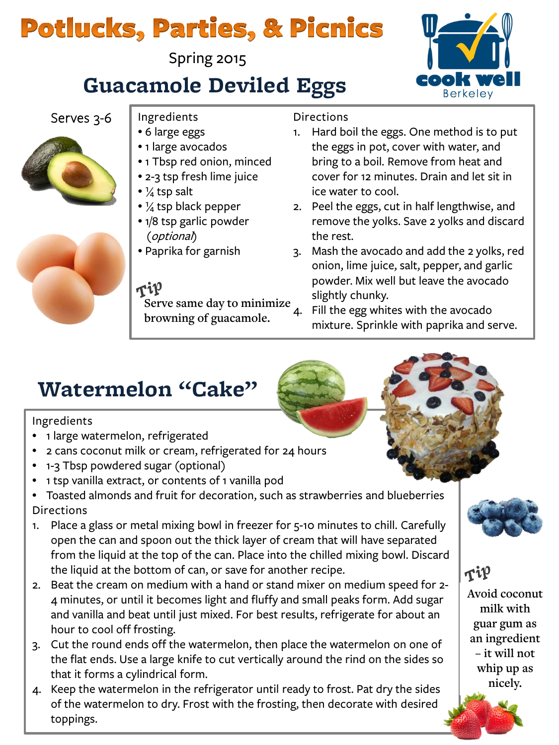# Potlucks, Parties, & Picnics

Spring 2015

## Guacamole Deviled Eggs

cook well Berkeley

Serves 3-6

**Ingredients**

- 6 large eggs
- 1 large avocados
- 1 Tbsp red onion, minced
- 2-3 tsp fresh lime juice
- ¼ tsp salt
- ¼ tsp black pepper
- 1/8 tsp garlic powder (*optional*)
- Paprika for garnish

**Tip**

Serve same day to minimize browning of guacamole.

**Directions**

1. Hard boil the eggs. One method is to put the eggs in pot, cover with water, and bring to a boil. Remove from heat and cover for 12 minutes. Drain and let sit in ice water to cool.
2. Peel the eggs, cut in half lengthwise, and remove the yolks. Save 2 yolks and discard the rest.
3. Mash the avocado and add the 2 yolks, red onion, lime juice, salt, pepper, and garlic powder. Mix well but leave the avocado slightly chunky.
4. Fill the egg whites with the avocado mixture. Sprinkle with paprika and serve.

## Watermelon "Cake"

**Ingredients**

- 1 large watermelon, refrigerated
- 2 cans coconut milk or cream, refrigerated for 24 hours
- 1-3 Tbsp powdered sugar (optional)
- 1 tsp vanilla extract, or contents of 1 vanilla pod
- Toasted almonds and fruit for decoration, such as strawberries and blueberries

**Directions**

1. Place a glass or metal mixing bowl in freezer for 5-10 minutes to chill. Carefully open the can and spoon out the thick layer of cream that will have separated from the liquid at the top of the can. Place into the chilled mixing bowl. Discard the liquid at the bottom of can, or save for another recipe.
2. Beat the cream on medium with a hand or stand mixer on medium speed for 2-4 minutes, or until it becomes light and fluffy and small peaks form. Add sugar and vanilla and beat until just mixed. For best results, refrigerate for about an hour to cool off frosting.
3. Cut the round ends off the watermelon, then place the watermelon on one of the flat ends. Use a large knife to cut vertically around the rind on the sides so that it forms a cylindrical form.
4. Keep the watermelon in the refrigerator until ready to frost. Pat dry the sides of the watermelon to dry. Frost with the frosting, then decorate with desired toppings.

**Tip**

Avoid coconut milk with guar gum as an ingredient – it will not whip up as nicely.